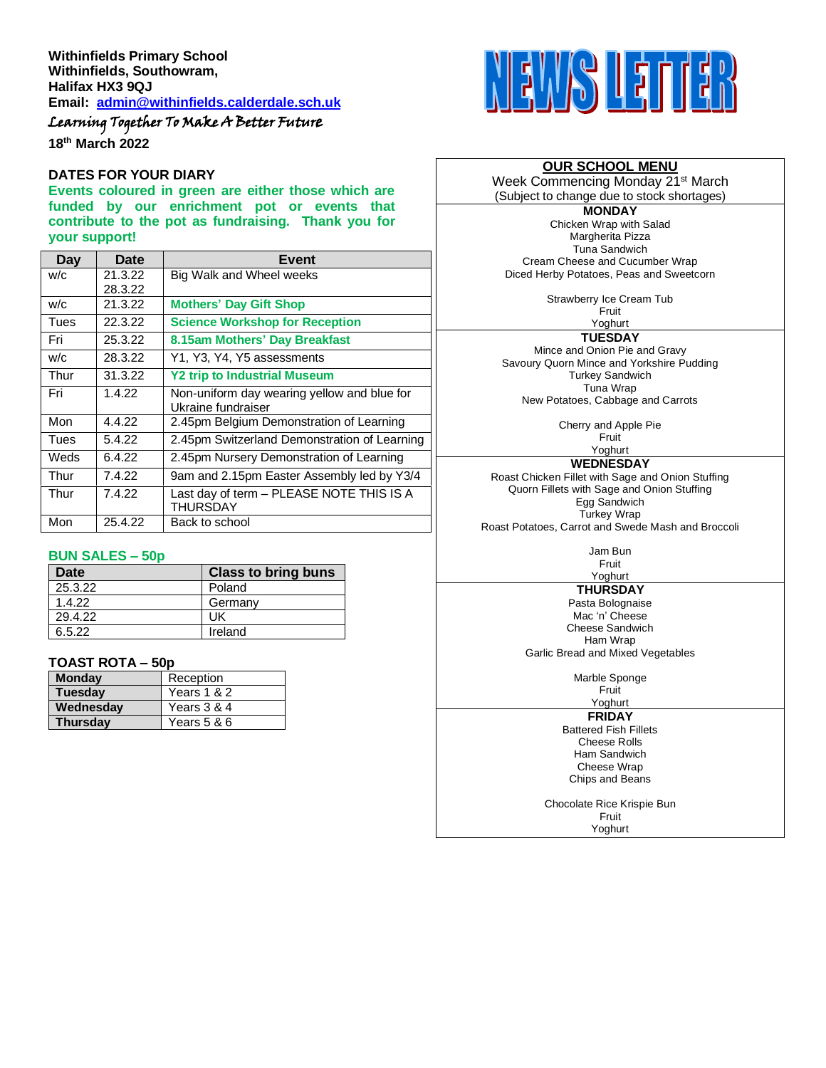**Withinfields Primary School**
**Withinfields, Southowram,**
**Halifax HX3 9QJ**
**Email: admin@withinfields.calderdale.sch.uk**

*Learning Together To Make A Better Future*

**18th March 2022**

# NEWS LETTER

## DATES FOR YOUR DIARY

**Events coloured in green are either those which are funded by our enrichment pot or events that contribute to the pot as fundraising. Thank you for your support!**

| Day | Date | Event |
|---|---|---|
| w/c | 21.3.22 28.3.22 | Big Walk and Wheel weeks |
| w/c | 21.3.22 | **Mothers' Day Gift Shop** |
| Tues | 22.3.22 | **Science Workshop for Reception** |
| Fri | 25.3.22 | **8.15am Mothers' Day Breakfast** |
| w/c | 28.3.22 | Y1, Y3, Y4, Y5 assessments |
| Thur | 31.3.22 | **Y2 trip to Industrial Museum** |
| Fri | 1.4.22 | Non-uniform day wearing yellow and blue for Ukraine fundraiser |
| Mon | 4.4.22 | 2.45pm Belgium Demonstration of Learning |
| Tues | 5.4.22 | 2.45pm Switzerland Demonstration of Learning |
| Weds | 6.4.22 | 2.45pm Nursery Demonstration of Learning |
| Thur | 7.4.22 | 9am and 2.15pm Easter Assembly led by Y3/4 |
| Thur | 7.4.22 | Last day of term – PLEASE NOTE THIS IS A THURSDAY |
| Mon | 25.4.22 | Back to school |

## BUN SALES – 50p

| Date | Class to bring buns |
|---|---|
| 25.3.22 | Poland |
| 1.4.22 | Germany |
| 29.4.22 | UK |
| 6.5.22 | Ireland |

## TOAST ROTA – 50p

| | |
|---|---|
| **Monday** | Reception |
| **Tuesday** | Years 1 & 2 |
| **Wednesday** | Years 3 & 4 |
| **Thursday** | Years 5 & 6 |

## OUR SCHOOL MENU

Week Commencing Monday 21st March
(Subject to change due to stock shortages)

**MONDAY**
Chicken Wrap with Salad
Margherita Pizza
Tuna Sandwich
Cream Cheese and Cucumber Wrap
Diced Herby Potatoes, Peas and Sweetcorn

Strawberry Ice Cream Tub
Fruit
Yoghurt

**TUESDAY**
Mince and Onion Pie and Gravy
Savoury Quorn Mince and Yorkshire Pudding
Turkey Sandwich
Tuna Wrap
New Potatoes, Cabbage and Carrots

Cherry and Apple Pie
Fruit
Yoghurt

**WEDNESDAY**
Roast Chicken Fillet with Sage and Onion Stuffing
Quorn Fillets with Sage and Onion Stuffing
Egg Sandwich
Turkey Wrap
Roast Potatoes, Carrot and Swede Mash and Broccoli

Jam Bun
Fruit
Yoghurt

**THURSDAY**
Pasta Bolognaise
Mac 'n' Cheese
Cheese Sandwich
Ham Wrap
Garlic Bread and Mixed Vegetables

Marble Sponge
Fruit
Yoghurt

**FRIDAY**
Battered Fish Fillets
Cheese Rolls
Ham Sandwich
Cheese Wrap
Chips and Beans

Chocolate Rice Krispie Bun
Fruit
Yoghurt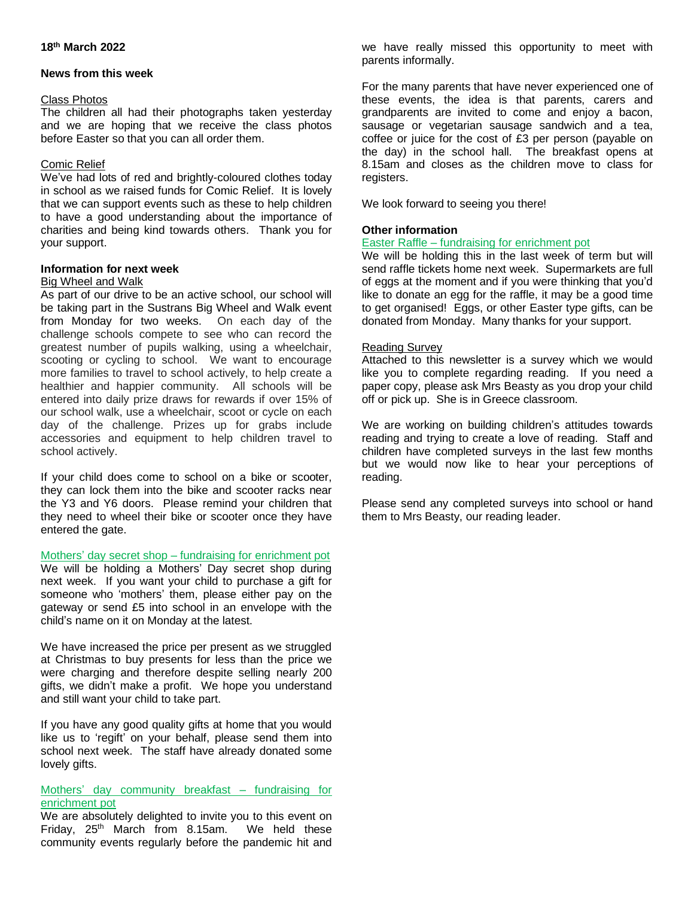**18th March 2022**

**News from this week**

Class Photos

The children all had their photographs taken yesterday and we are hoping that we receive the class photos before Easter so that you can all order them.

Comic Relief

We've had lots of red and brightly-coloured clothes today in school as we raised funds for Comic Relief. It is lovely that we can support events such as these to help children to have a good understanding about the importance of charities and being kind towards others. Thank you for your support.

**Information for next week**

Big Wheel and Walk

As part of our drive to be an active school, our school will be taking part in the Sustrans Big Wheel and Walk event from Monday for two weeks. On each day of the challenge schools compete to see who can record the greatest number of pupils walking, using a wheelchair, scooting or cycling to school. We want to encourage more families to travel to school actively, to help create a healthier and happier community. All schools will be entered into daily prize draws for rewards if over 15% of our school walk, use a wheelchair, scoot or cycle on each day of the challenge. Prizes up for grabs include accessories and equipment to help children travel to school actively.

If your child does come to school on a bike or scooter, they can lock them into the bike and scooter racks near the Y3 and Y6 doors. Please remind your children that they need to wheel their bike or scooter once they have entered the gate.

Mothers' day secret shop – fundraising for enrichment pot

We will be holding a Mothers' Day secret shop during next week. If you want your child to purchase a gift for someone who 'mothers' them, please either pay on the gateway or send £5 into school in an envelope with the child's name on it on Monday at the latest.

We have increased the price per present as we struggled at Christmas to buy presents for less than the price we were charging and therefore despite selling nearly 200 gifts, we didn't make a profit. We hope you understand and still want your child to take part.

If you have any good quality gifts at home that you would like us to 'regift' on your behalf, please send them into school next week. The staff have already donated some lovely gifts.

Mothers' day community breakfast – fundraising for enrichment pot

We are absolutely delighted to invite you to this event on Friday, 25th March from 8.15am. We held these community events regularly before the pandemic hit and we have really missed this opportunity to meet with parents informally.

For the many parents that have never experienced one of these events, the idea is that parents, carers and grandparents are invited to come and enjoy a bacon, sausage or vegetarian sausage sandwich and a tea, coffee or juice for the cost of £3 per person (payable on the day) in the school hall. The breakfast opens at 8.15am and closes as the children move to class for registers.

We look forward to seeing you there!

**Other information**

Easter Raffle – fundraising for enrichment pot

We will be holding this in the last week of term but will send raffle tickets home next week. Supermarkets are full of eggs at the moment and if you were thinking that you'd like to donate an egg for the raffle, it may be a good time to get organised! Eggs, or other Easter type gifts, can be donated from Monday. Many thanks for your support.

Reading Survey

Attached to this newsletter is a survey which we would like you to complete regarding reading. If you need a paper copy, please ask Mrs Beasty as you drop your child off or pick up. She is in Greece classroom.

We are working on building children's attitudes towards reading and trying to create a love of reading. Staff and children have completed surveys in the last few months but we would now like to hear your perceptions of reading.

Please send any completed surveys into school or hand them to Mrs Beasty, our reading leader.